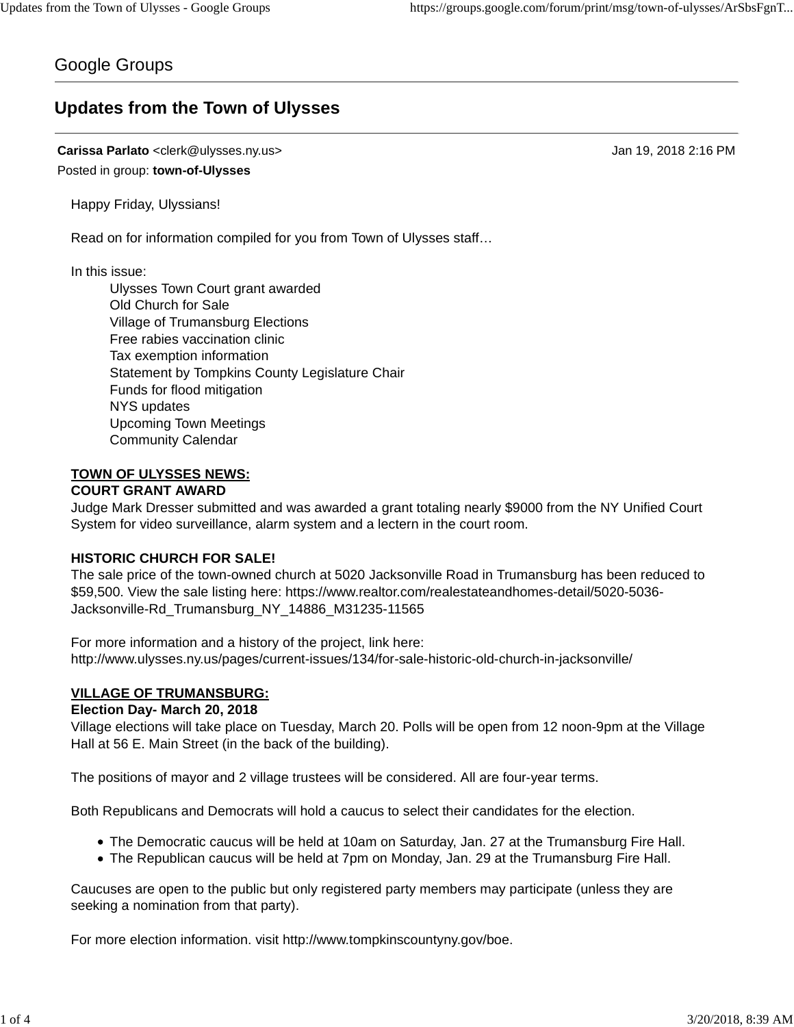Google Groups

# Updates from the Town of Ulysses

**Carissa Parlato** <clerk@ulysses.ny.us> Jan 19, 2018 2:16 PM

Posted in group: **town-of-Ulysses**

Happy Friday, Ulyssians!

Read on for information compiled for you from Town of Ulysses staff…

In this issue:

- Ulysses Town Court grant awarded
- Old Church for Sale
- Village of Trumansburg Elections
- Free rabies vaccination clinic
- Tax exemption information
- Statement by Tompkins County Legislature Chair
- Funds for flood mitigation
- NYS updates
- Upcoming Town Meetings
- Community Calendar

## TOWN OF ULYSSES NEWS:

**COURT GRANT AWARD**

Judge Mark Dresser submitted and was awarded a grant totaling nearly $9000 from the NY Unified Court System for video surveillance, alarm system and a lectern in the court room.

**HISTORIC CHURCH FOR SALE!**

The sale price of the town-owned church at 5020 Jacksonville Road in Trumansburg has been reduced to $59,500. View the sale listing here: https://www.realtor.com/realestateandhomes-detail/5020-5036-Jacksonville-Rd_Trumansburg_NY_14886_M31235-11565

For more information and a history of the project, link here: http://www.ulysses.ny.us/pages/current-issues/134/for-sale-historic-old-church-in-jacksonville/

## VILLAGE OF TRUMANSBURG:

**Election Day- March 20, 2018**

Village elections will take place on Tuesday, March 20. Polls will be open from 12 noon-9pm at the Village Hall at 56 E. Main Street (in the back of the building).

The positions of mayor and 2 village trustees will be considered. All are four-year terms.

Both Republicans and Democrats will hold a caucus to select their candidates for the election.

- The Democratic caucus will be held at 10am on Saturday, Jan. 27 at the Trumansburg Fire Hall.
- The Republican caucus will be held at 7pm on Monday, Jan. 29 at the Trumansburg Fire Hall.

Caucuses are open to the public but only registered party members may participate (unless they are seeking a nomination from that party).

For more election information. visit http://www.tompkinscountyny.gov/boe.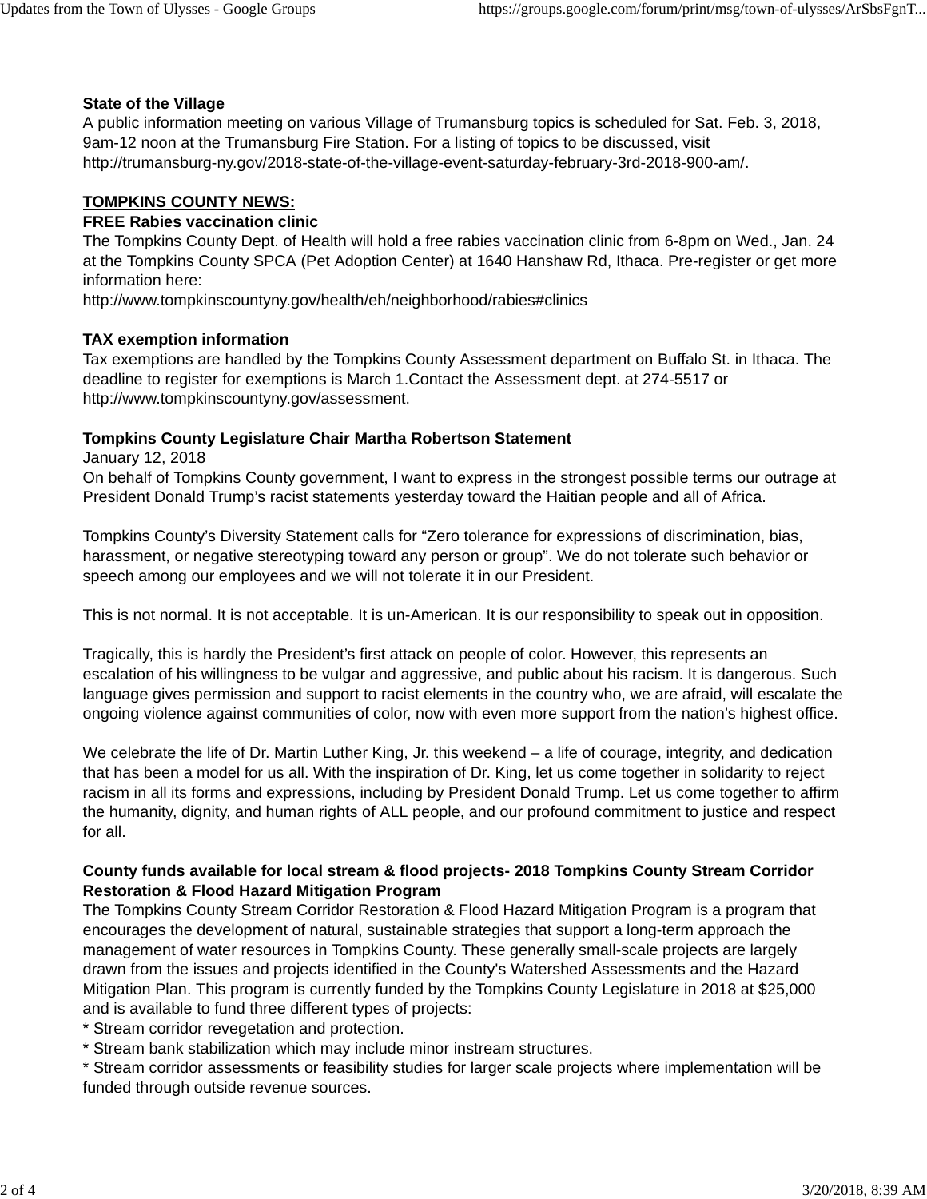**State of the Village**

A public information meeting on various Village of Trumansburg topics is scheduled for Sat. Feb. 3, 2018, 9am-12 noon at the Trumansburg Fire Station. For a listing of topics to be discussed, visit http://trumansburg-ny.gov/2018-state-of-the-village-event-saturday-february-3rd-2018-900-am/.

**TOMPKINS COUNTY NEWS:**

**FREE Rabies vaccination clinic**

The Tompkins County Dept. of Health will hold a free rabies vaccination clinic from 6-8pm on Wed., Jan. 24 at the Tompkins County SPCA (Pet Adoption Center) at 1640 Hanshaw Rd, Ithaca. Pre-register or get more information here:
http://www.tompkinscountyny.gov/health/eh/neighborhood/rabies#clinics

**TAX exemption information**

Tax exemptions are handled by the Tompkins County Assessment department on Buffalo St. in Ithaca. The deadline to register for exemptions is March 1.Contact the Assessment dept. at 274-5517 or http://www.tompkinscountyny.gov/assessment.

**Tompkins County Legislature Chair Martha Robertson Statement**

January 12, 2018

On behalf of Tompkins County government, I want to express in the strongest possible terms our outrage at President Donald Trump's racist statements yesterday toward the Haitian people and all of Africa.

Tompkins County's Diversity Statement calls for "Zero tolerance for expressions of discrimination, bias, harassment, or negative stereotyping toward any person or group". We do not tolerate such behavior or speech among our employees and we will not tolerate it in our President.

This is not normal. It is not acceptable. It is un-American. It is our responsibility to speak out in opposition.

Tragically, this is hardly the President's first attack on people of color. However, this represents an escalation of his willingness to be vulgar and aggressive, and public about his racism. It is dangerous. Such language gives permission and support to racist elements in the country who, we are afraid, will escalate the ongoing violence against communities of color, now with even more support from the nation's highest office.

We celebrate the life of Dr. Martin Luther King, Jr. this weekend – a life of courage, integrity, and dedication that has been a model for us all. With the inspiration of Dr. King, let us come together in solidarity to reject racism in all its forms and expressions, including by President Donald Trump. Let us come together to affirm the humanity, dignity, and human rights of ALL people, and our profound commitment to justice and respect for all.

**County funds available for local stream & flood projects- 2018 Tompkins County Stream Corridor Restoration & Flood Hazard Mitigation Program**

The Tompkins County Stream Corridor Restoration & Flood Hazard Mitigation Program is a program that encourages the development of natural, sustainable strategies that support a long-term approach the management of water resources in Tompkins County. These generally small-scale projects are largely drawn from the issues and projects identified in the County's Watershed Assessments and the Hazard Mitigation Plan. This program is currently funded by the Tompkins County Legislature in 2018 at $25,000 and is available to fund three different types of projects:

* Stream corridor revegetation and protection.
* Stream bank stabilization which may include minor instream structures.
* Stream corridor assessments or feasibility studies for larger scale projects where implementation will be funded through outside revenue sources.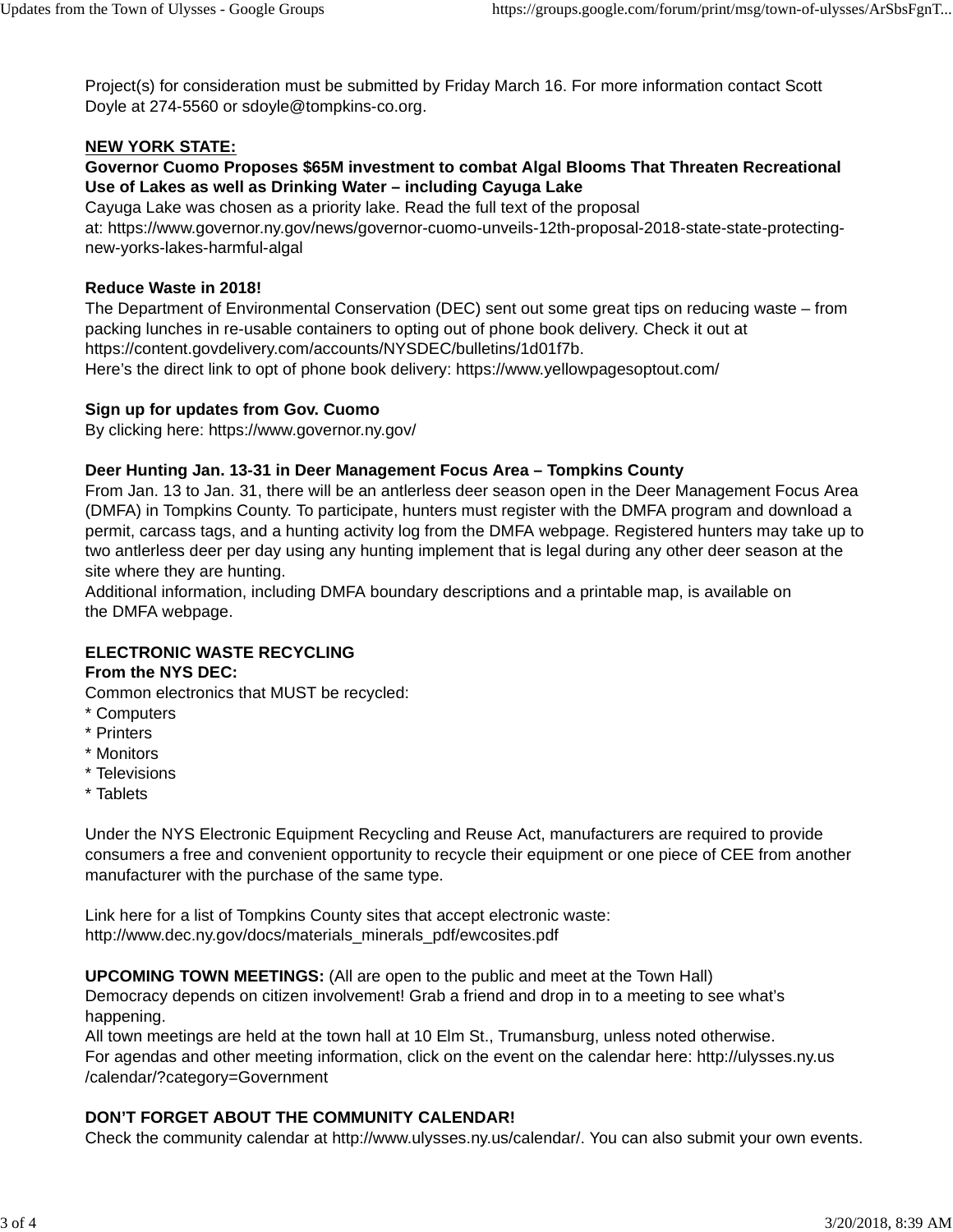Project(s) for consideration must be submitted by Friday March 16. For more information contact Scott Doyle at 274-5560 or sdoyle@tompkins-co.org.

**NEW YORK STATE:**

**Governor Cuomo Proposes $65M investment to combat Algal Blooms That Threaten Recreational Use of Lakes as well as Drinking Water – including Cayuga Lake**

Cayuga Lake was chosen as a priority lake. Read the full text of the proposal at: https://www.governor.ny.gov/news/governor-cuomo-unveils-12th-proposal-2018-state-state-protecting-new-yorks-lakes-harmful-algal

**Reduce Waste in 2018!**

The Department of Environmental Conservation (DEC) sent out some great tips on reducing waste – from packing lunches in re-usable containers to opting out of phone book delivery. Check it out at https://content.govdelivery.com/accounts/NYSDEC/bulletins/1d01f7b.
Here's the direct link to opt of phone book delivery: https://www.yellowpagesoptout.com/

**Sign up for updates from Gov. Cuomo**

By clicking here: https://www.governor.ny.gov/

**Deer Hunting Jan. 13-31 in Deer Management Focus Area – Tompkins County**

From Jan. 13 to Jan. 31, there will be an antlerless deer season open in the Deer Management Focus Area (DMFA) in Tompkins County. To participate, hunters must register with the DMFA program and download a permit, carcass tags, and a hunting activity log from the DMFA webpage. Registered hunters may take up to two antlerless deer per day using any hunting implement that is legal during any other deer season at the site where they are hunting.
Additional information, including DMFA boundary descriptions and a printable map, is available on the DMFA webpage.

**ELECTRONIC WASTE RECYCLING**
**From the NYS DEC:**

Common electronics that MUST be recycled:
* Computers
* Printers
* Monitors
* Televisions
* Tablets

Under the NYS Electronic Equipment Recycling and Reuse Act, manufacturers are required to provide consumers a free and convenient opportunity to recycle their equipment or one piece of CEE from another manufacturer with the purchase of the same type.

Link here for a list of Tompkins County sites that accept electronic waste: http://www.dec.ny.gov/docs/materials_minerals_pdf/ewcosites.pdf

**UPCOMING TOWN MEETINGS:** (All are open to the public and meet at the Town Hall)
Democracy depends on citizen involvement! Grab a friend and drop in to a meeting to see what's happening.
All town meetings are held at the town hall at 10 Elm St., Trumansburg, unless noted otherwise.
For agendas and other meeting information, click on the event on the calendar here: http://ulysses.ny.us/calendar/?category=Government

**DON'T FORGET ABOUT THE COMMUNITY CALENDAR!**

Check the community calendar at http://www.ulysses.ny.us/calendar/. You can also submit your own events.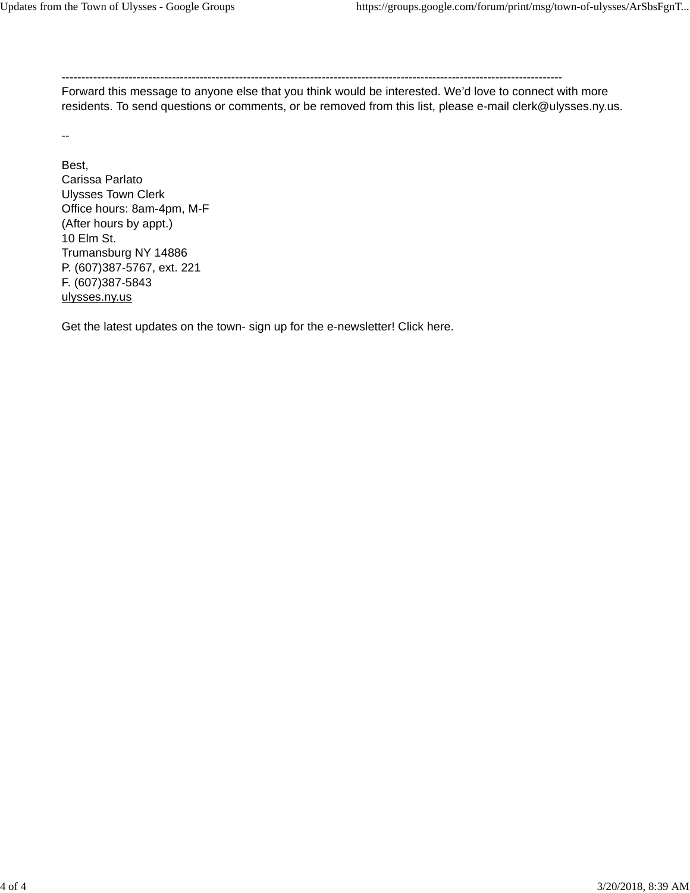---

Forward this message to anyone else that you think would be interested. We'd love to connect with more residents. To send questions or comments, or be removed from this list, please e-mail clerk@ulysses.ny.us.

--

Best,
Carissa Parlato
Ulysses Town Clerk
Office hours: 8am-4pm, M-F
(After hours by appt.)
10 Elm St.
Trumansburg NY 14886
P. (607)387-5767, ext. 221
F. (607)387-5843
ulysses.ny.us

Get the latest updates on the town- sign up for the e-newsletter! Click here.